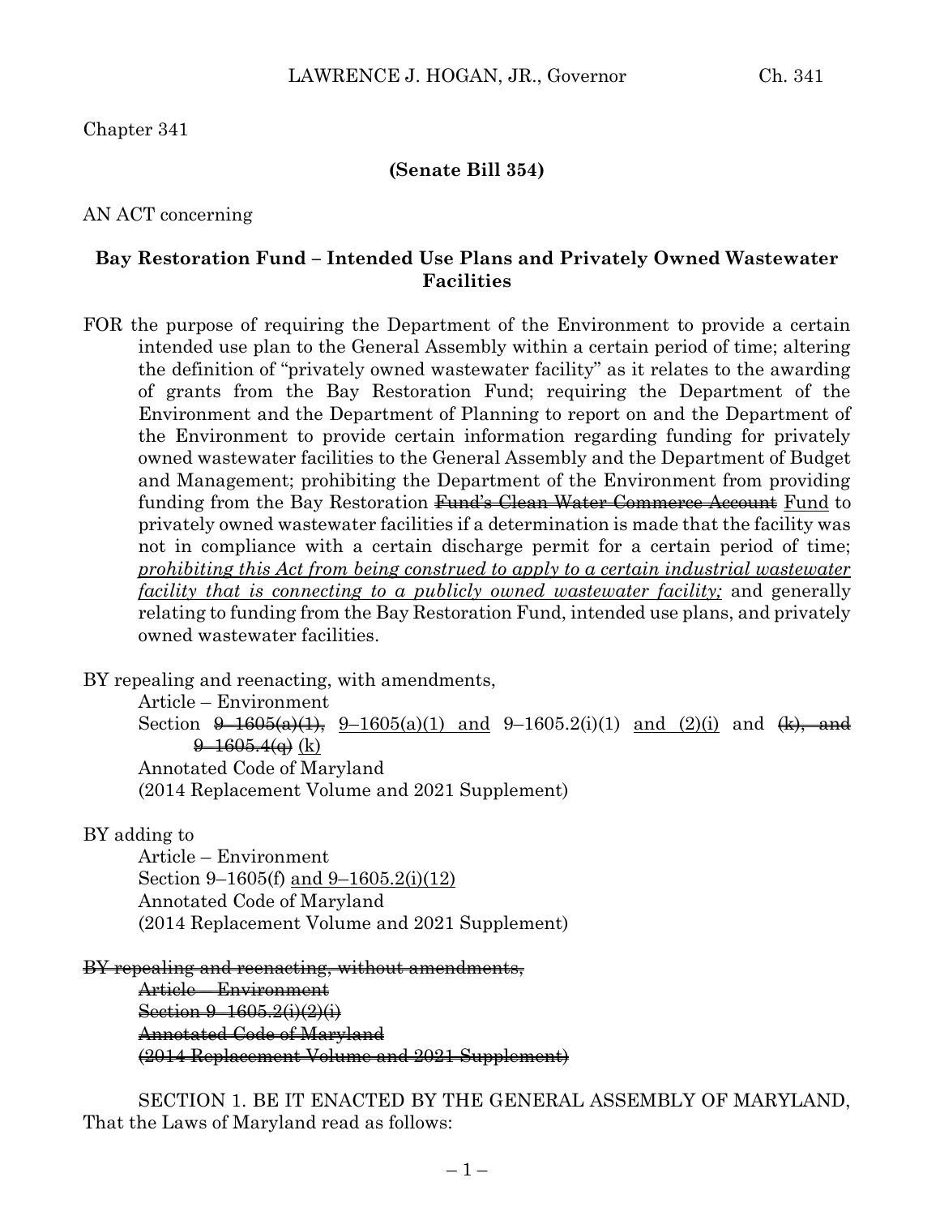Chapter 341

**(Senate Bill 354)**

AN ACT concerning

**Bay Restoration Fund – Intended Use Plans and Privately Owned Wastewater Facilities**

FOR the purpose of requiring the Department of the Environment to provide a certain intended use plan to the General Assembly within a certain period of time; altering the definition of "privately owned wastewater facility" as it relates to the awarding of grants from the Bay Restoration Fund; requiring the Department of the Environment and the Department of Planning to report on and the Department of the Environment to provide certain information regarding funding for privately owned wastewater facilities to the General Assembly and the Department of Budget and Management; prohibiting the Department of the Environment from providing funding from the Bay Restoration ~~Fund's Clean Water Commerce Account~~ <u>Fund</u> to privately owned wastewater facilities if a determination is made that the facility was not in compliance with a certain discharge permit for a certain period of time; <u>*prohibiting this Act from being construed to apply to a certain industrial wastewater facility that is connecting to a publicly owned wastewater facility;*</u> and generally relating to funding from the Bay Restoration Fund, intended use plans, and privately owned wastewater facilities.

BY repealing and reenacting, with amendments,
Article – Environment
Section ~~9–1605(a)(1),~~ <u>9–1605(a)(1) and</u> 9–1605.2(i)(1) <u>and (2)(i)</u> and ~~(k), and 9–1605.4(q)~~ <u>(k)</u>
Annotated Code of Maryland
(2014 Replacement Volume and 2021 Supplement)

BY adding to
Article – Environment
Section 9–1605(f) <u>and 9–1605.2(i)(12)</u>
Annotated Code of Maryland
(2014 Replacement Volume and 2021 Supplement)

~~BY repealing and reenacting, without amendments,~~
~~Article – Environment~~
~~Section 9–1605.2(i)(2)(i)~~
~~Annotated Code of Maryland~~
~~(2014 Replacement Volume and 2021 Supplement)~~

SECTION 1. BE IT ENACTED BY THE GENERAL ASSEMBLY OF MARYLAND, That the Laws of Maryland read as follows: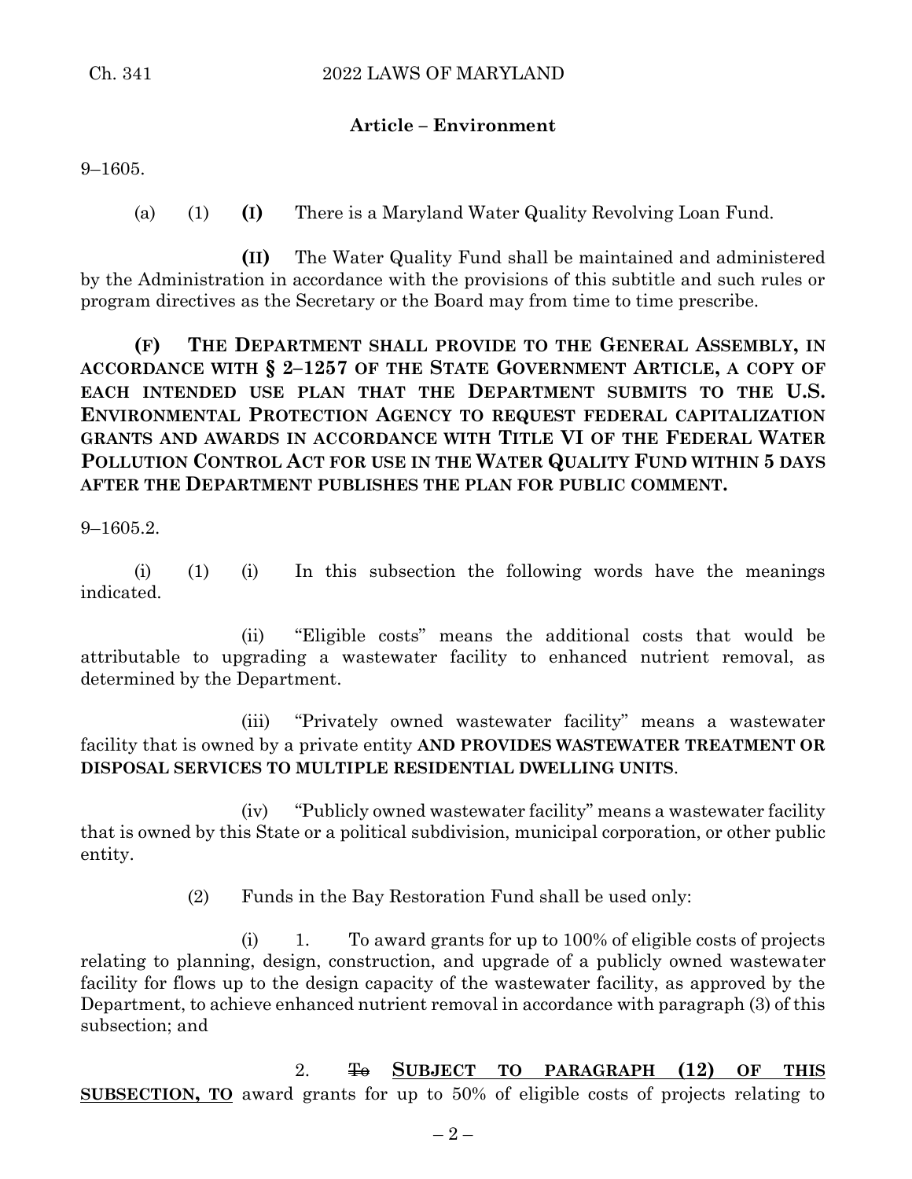**Article – Environment**

9–1605.

(a) (1) **(I)** There is a Maryland Water Quality Revolving Loan Fund.

**(II)** The Water Quality Fund shall be maintained and administered by the Administration in accordance with the provisions of this subtitle and such rules or program directives as the Secretary or the Board may from time to time prescribe.

**(F) THE DEPARTMENT SHALL PROVIDE TO THE GENERAL ASSEMBLY, IN ACCORDANCE WITH § 2–1257 OF THE STATE GOVERNMENT ARTICLE, A COPY OF EACH INTENDED USE PLAN THAT THE DEPARTMENT SUBMITS TO THE U.S. ENVIRONMENTAL PROTECTION AGENCY TO REQUEST FEDERAL CAPITALIZATION GRANTS AND AWARDS IN ACCORDANCE WITH TITLE VI OF THE FEDERAL WATER POLLUTION CONTROL ACT FOR USE IN THE WATER QUALITY FUND WITHIN 5 DAYS AFTER THE DEPARTMENT PUBLISHES THE PLAN FOR PUBLIC COMMENT.**

9–1605.2.

(i) (1) (i) In this subsection the following words have the meanings indicated.

(ii) "Eligible costs" means the additional costs that would be attributable to upgrading a wastewater facility to enhanced nutrient removal, as determined by the Department.

(iii) "Privately owned wastewater facility" means a wastewater facility that is owned by a private entity **AND PROVIDES WASTEWATER TREATMENT OR DISPOSAL SERVICES TO MULTIPLE RESIDENTIAL DWELLING UNITS**.

(iv) "Publicly owned wastewater facility" means a wastewater facility that is owned by this State or a political subdivision, municipal corporation, or other public entity.

(2) Funds in the Bay Restoration Fund shall be used only:

(i) 1. To award grants for up to 100% of eligible costs of projects relating to planning, design, construction, and upgrade of a publicly owned wastewater facility for flows up to the design capacity of the wastewater facility, as approved by the Department, to achieve enhanced nutrient removal in accordance with paragraph (3) of this subsection; and

2. ~~To~~ **SUBJECT TO PARAGRAPH (12) OF THIS SUBSECTION, TO** award grants for up to 50% of eligible costs of projects relating to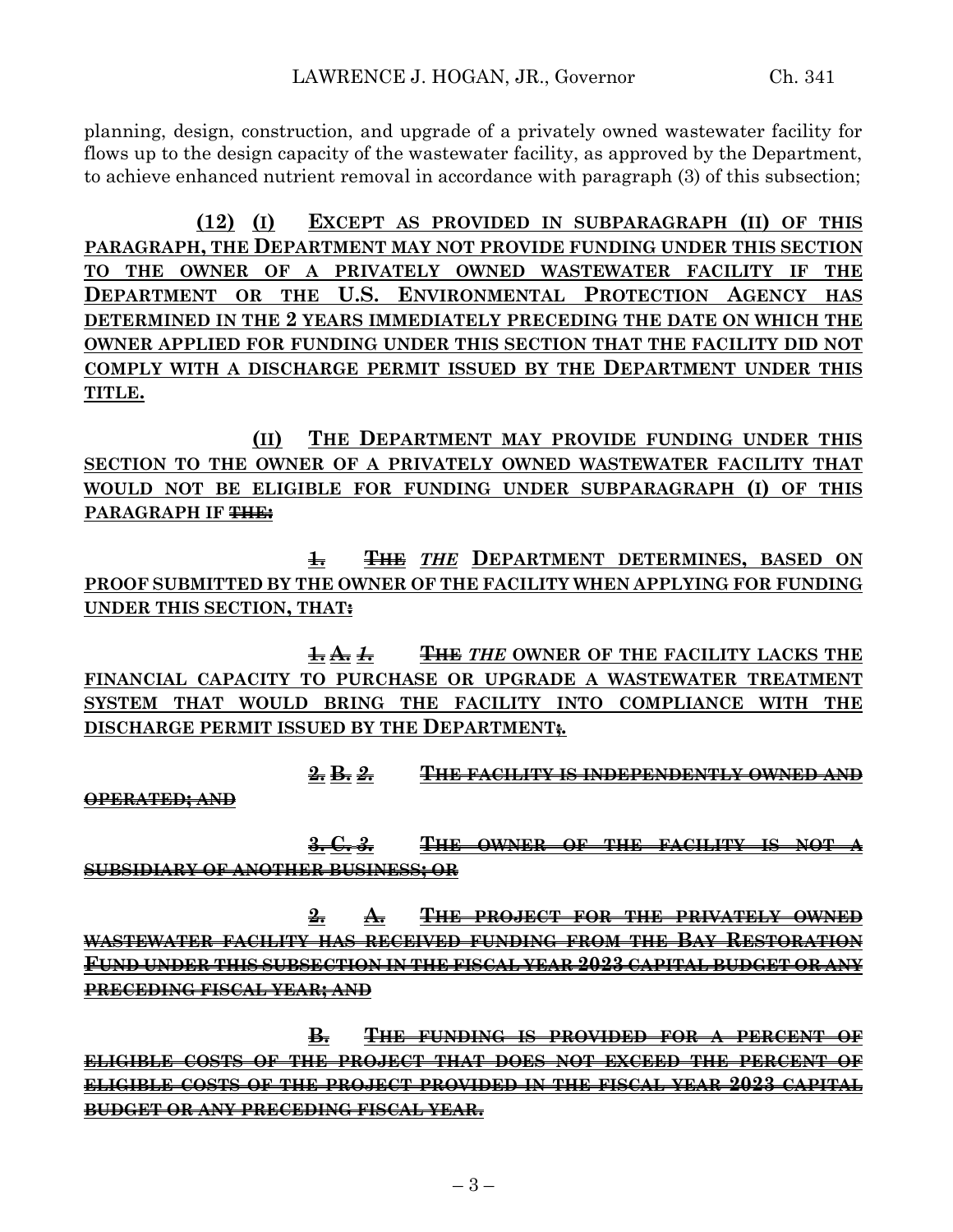planning, design, construction, and upgrade of a privately owned wastewater facility for flows up to the design capacity of the wastewater facility, as approved by the Department, to achieve enhanced nutrient removal in accordance with paragraph (3) of this subsection;

<u>**(12) (I) EXCEPT AS PROVIDED IN SUBPARAGRAPH (II) OF THIS PARAGRAPH, THE DEPARTMENT MAY NOT PROVIDE FUNDING UNDER THIS SECTION TO THE OWNER OF A PRIVATELY OWNED WASTEWATER FACILITY IF THE DEPARTMENT OR THE U.S. ENVIRONMENTAL PROTECTION AGENCY HAS DETERMINED IN THE 2 YEARS IMMEDIATELY PRECEDING THE DATE ON WHICH THE OWNER APPLIED FOR FUNDING UNDER THIS SECTION THAT THE FACILITY DID NOT COMPLY WITH A DISCHARGE PERMIT ISSUED BY THE DEPARTMENT UNDER THIS TITLE.**</u>

<u>**(II) THE DEPARTMENT MAY PROVIDE FUNDING UNDER THIS SECTION TO THE OWNER OF A PRIVATELY OWNED WASTEWATER FACILITY THAT WOULD NOT BE ELIGIBLE FOR FUNDING UNDER SUBPARAGRAPH (I) OF THIS PARAGRAPH IF ~~THE:~~**</u>

<u>**~~1.~~ ~~THE~~**</u> *THE* <u>**DEPARTMENT DETERMINES, BASED ON PROOF SUBMITTED BY THE OWNER OF THE FACILITY WHEN APPLYING FOR FUNDING UNDER THIS SECTION, THAT~~:~~**</u>

<u>**~~1.~~ ~~A.~~**</u> *~~1.~~* <u>**~~THE~~**</u> *THE* <u>**OWNER OF THE FACILITY LACKS THE FINANCIAL CAPACITY TO PURCHASE OR UPGRADE A WASTEWATER TREATMENT SYSTEM THAT WOULD BRING THE FACILITY INTO COMPLIANCE WITH THE DISCHARGE PERMIT ISSUED BY THE DEPARTMENT~~;~~.**</u>

<u>**~~2.~~ ~~B.~~**</u> *~~2.~~* <u>**~~THE FACILITY IS INDEPENDENTLY OWNED AND OPERATED; AND~~**</u>

<u>**~~3.~~ ~~C.~~**</u> *~~3.~~* <u>**~~THE OWNER OF THE FACILITY IS NOT A SUBSIDIARY OF ANOTHER BUSINESS; OR~~**</u>

<u>**~~2.~~ ~~A.~~ ~~THE PROJECT FOR THE PRIVATELY OWNED WASTEWATER FACILITY HAS RECEIVED FUNDING FROM THE BAY RESTORATION FUND UNDER THIS SUBSECTION IN THE FISCAL YEAR 2023 CAPITAL BUDGET OR ANY PRECEDING FISCAL YEAR; AND~~**</u>

<u>**~~B.~~ ~~THE FUNDING IS PROVIDED FOR A PERCENT OF ELIGIBLE COSTS OF THE PROJECT THAT DOES NOT EXCEED THE PERCENT OF ELIGIBLE COSTS OF THE PROJECT PROVIDED IN THE FISCAL YEAR 2023 CAPITAL BUDGET OR ANY PRECEDING FISCAL YEAR.~~**</u>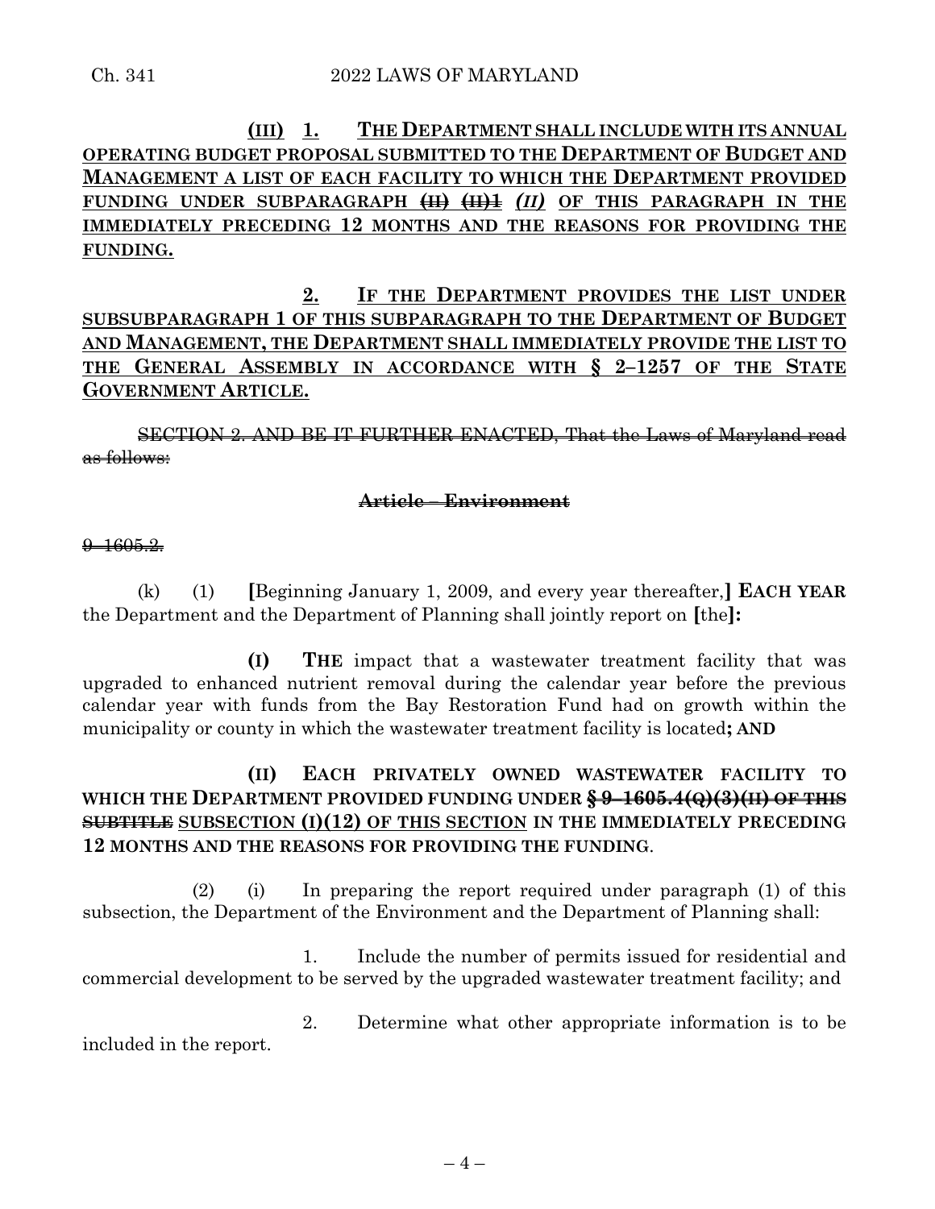**(III) 1. THE DEPARTMENT SHALL INCLUDE WITH ITS ANNUAL OPERATING BUDGET PROPOSAL SUBMITTED TO THE DEPARTMENT OF BUDGET AND MANAGEMENT A LIST OF EACH FACILITY TO WHICH THE DEPARTMENT PROVIDED FUNDING UNDER SUBPARAGRAPH ~~(II)~~ ~~(II)1~~ *(II)* OF THIS PARAGRAPH IN THE IMMEDIATELY PRECEDING 12 MONTHS AND THE REASONS FOR PROVIDING THE FUNDING.**

**2. IF THE DEPARTMENT PROVIDES THE LIST UNDER SUBSUBPARAGRAPH 1 OF THIS SUBPARAGRAPH TO THE DEPARTMENT OF BUDGET AND MANAGEMENT, THE DEPARTMENT SHALL IMMEDIATELY PROVIDE THE LIST TO THE GENERAL ASSEMBLY IN ACCORDANCE WITH § 2–1257 OF THE STATE GOVERNMENT ARTICLE.**

~~SECTION 2. AND BE IT FURTHER ENACTED, That the Laws of Maryland read as follows:~~

~~**Article – Environment**~~

~~9–1605.2.~~

(k) (1) **[**Beginning January 1, 2009, and every year thereafter,**] EACH YEAR** the Department and the Department of Planning shall jointly report on **[**the**]:**

**(I) THE** impact that a wastewater treatment facility that was upgraded to enhanced nutrient removal during the calendar year before the previous calendar year with funds from the Bay Restoration Fund had on growth within the municipality or county in which the wastewater treatment facility is located**; AND**

**(II) EACH PRIVATELY OWNED WASTEWATER FACILITY TO WHICH THE DEPARTMENT PROVIDED FUNDING UNDER ~~§ 9–1605.4(Q)(3)(II) OF THIS SUBTITLE~~ SUBSECTION (I)(12) OF THIS SECTION IN THE IMMEDIATELY PRECEDING 12 MONTHS AND THE REASONS FOR PROVIDING THE FUNDING**.

(2) (i) In preparing the report required under paragraph (1) of this subsection, the Department of the Environment and the Department of Planning shall:

1. Include the number of permits issued for residential and commercial development to be served by the upgraded wastewater treatment facility; and

2. Determine what other appropriate information is to be included in the report.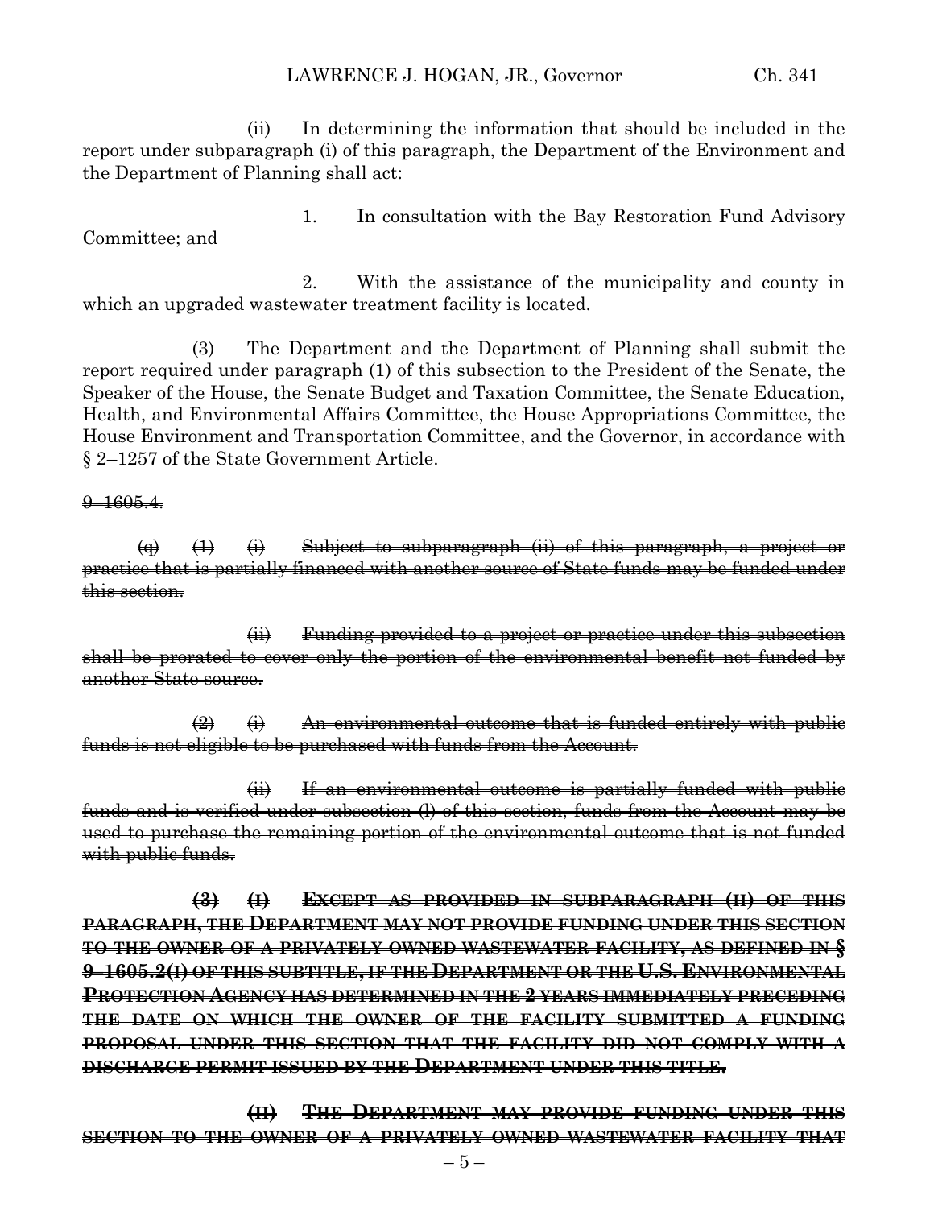(ii) In determining the information that should be included in the report under subparagraph (i) of this paragraph, the Department of the Environment and the Department of Planning shall act:

1. In consultation with the Bay Restoration Fund Advisory Committee; and

2. With the assistance of the municipality and county in which an upgraded wastewater treatment facility is located.

(3) The Department and the Department of Planning shall submit the report required under paragraph (1) of this subsection to the President of the Senate, the Speaker of the House, the Senate Budget and Taxation Committee, the Senate Education, Health, and Environmental Affairs Committee, the House Appropriations Committee, the House Environment and Transportation Committee, and the Governor, in accordance with § 2–1257 of the State Government Article.

~~9–1605.4.~~

~~(q) (1) (i) Subject to subparagraph (ii) of this paragraph, a project or practice that is partially financed with another source of State funds may be funded under this section.~~

~~(ii) Funding provided to a project or practice under this subsection shall be prorated to cover only the portion of the environmental benefit not funded by another State source.~~

~~(2) (i) An environmental outcome that is funded entirely with public funds is not eligible to be purchased with funds from the Account.~~

~~(ii) If an environmental outcome is partially funded with public funds and is verified under subsection (l) of this section, funds from the Account may be used to purchase the remaining portion of the environmental outcome that is not funded with public funds.~~

~~**(3) (I) EXCEPT AS PROVIDED IN SUBPARAGRAPH (II) OF THIS PARAGRAPH, THE DEPARTMENT MAY NOT PROVIDE FUNDING UNDER THIS SECTION TO THE OWNER OF A PRIVATELY OWNED WASTEWATER FACILITY, AS DEFINED IN § 9–1605.2(I) OF THIS SUBTITLE, IF THE DEPARTMENT OR THE U.S. ENVIRONMENTAL PROTECTION AGENCY HAS DETERMINED IN THE 2 YEARS IMMEDIATELY PRECEDING THE DATE ON WHICH THE OWNER OF THE FACILITY SUBMITTED A FUNDING PROPOSAL UNDER THIS SECTION THAT THE FACILITY DID NOT COMPLY WITH A DISCHARGE PERMIT ISSUED BY THE DEPARTMENT UNDER THIS TITLE.**~~

~~**(II) THE DEPARTMENT MAY PROVIDE FUNDING UNDER THIS SECTION TO THE OWNER OF A PRIVATELY OWNED WASTEWATER FACILITY THAT**~~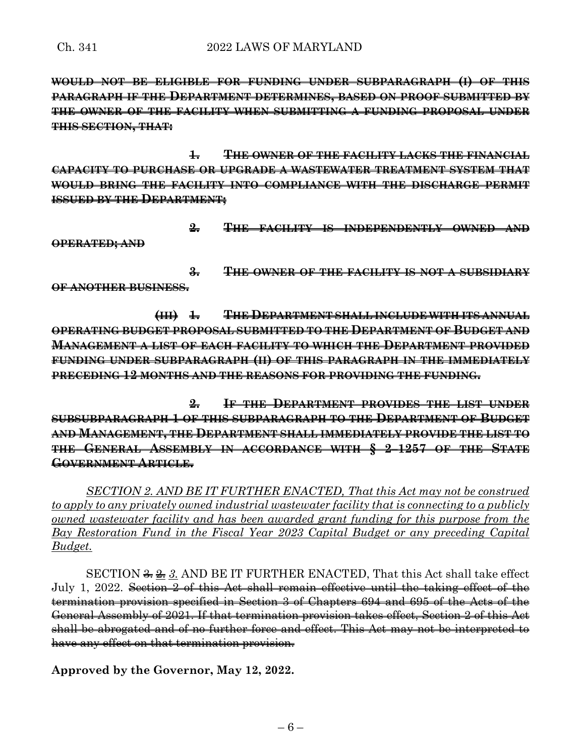~~**WOULD NOT BE ELIGIBLE FOR FUNDING UNDER SUBPARAGRAPH (I) OF THIS PARAGRAPH IF THE DEPARTMENT DETERMINES, BASED ON PROOF SUBMITTED BY THE OWNER OF THE FACILITY WHEN SUBMITTING A FUNDING PROPOSAL UNDER THIS SECTION, THAT:**~~

~~**1. THE OWNER OF THE FACILITY LACKS THE FINANCIAL CAPACITY TO PURCHASE OR UPGRADE A WASTEWATER TREATMENT SYSTEM THAT WOULD BRING THE FACILITY INTO COMPLIANCE WITH THE DISCHARGE PERMIT ISSUED BY THE DEPARTMENT;**~~

~~**2. THE FACILITY IS INDEPENDENTLY OWNED AND OPERATED; AND**~~

~~**3. THE OWNER OF THE FACILITY IS NOT A SUBSIDIARY OF ANOTHER BUSINESS.**~~

~~**(III) 1. THE DEPARTMENT SHALL INCLUDE WITH ITS ANNUAL OPERATING BUDGET PROPOSAL SUBMITTED TO THE DEPARTMENT OF BUDGET AND MANAGEMENT A LIST OF EACH FACILITY TO WHICH THE DEPARTMENT PROVIDED FUNDING UNDER SUBPARAGRAPH (II) OF THIS PARAGRAPH IN THE IMMEDIATELY PRECEDING 12 MONTHS AND THE REASONS FOR PROVIDING THE FUNDING.**~~

~~**2. IF THE DEPARTMENT PROVIDES THE LIST UNDER SUBSUBPARAGRAPH 1 OF THIS SUBPARAGRAPH TO THE DEPARTMENT OF BUDGET AND MANAGEMENT, THE DEPARTMENT SHALL IMMEDIATELY PROVIDE THE LIST TO THE GENERAL ASSEMBLY IN ACCORDANCE WITH § 2–1257 OF THE STATE GOVERNMENT ARTICLE.**~~

*SECTION 2. AND BE IT FURTHER ENACTED, That this Act may not be construed to apply to any privately owned industrial wastewater facility that is connecting to a publicly owned wastewater facility and has been awarded grant funding for this purpose from the Bay Restoration Fund in the Fiscal Year 2023 Capital Budget or any preceding Capital Budget.*

SECTION ~~3.~~ ~~2.~~ *3.* AND BE IT FURTHER ENACTED, That this Act shall take effect July 1, 2022. ~~Section 2 of this Act shall remain effective until the taking effect of the termination provision specified in Section 3 of Chapters 694 and 695 of the Acts of the General Assembly of 2021. If that termination provision takes effect, Section 2 of this Act shall be abrogated and of no further force and effect. This Act may not be interpreted to have any effect on that termination provision.~~

**Approved by the Governor, May 12, 2022.**